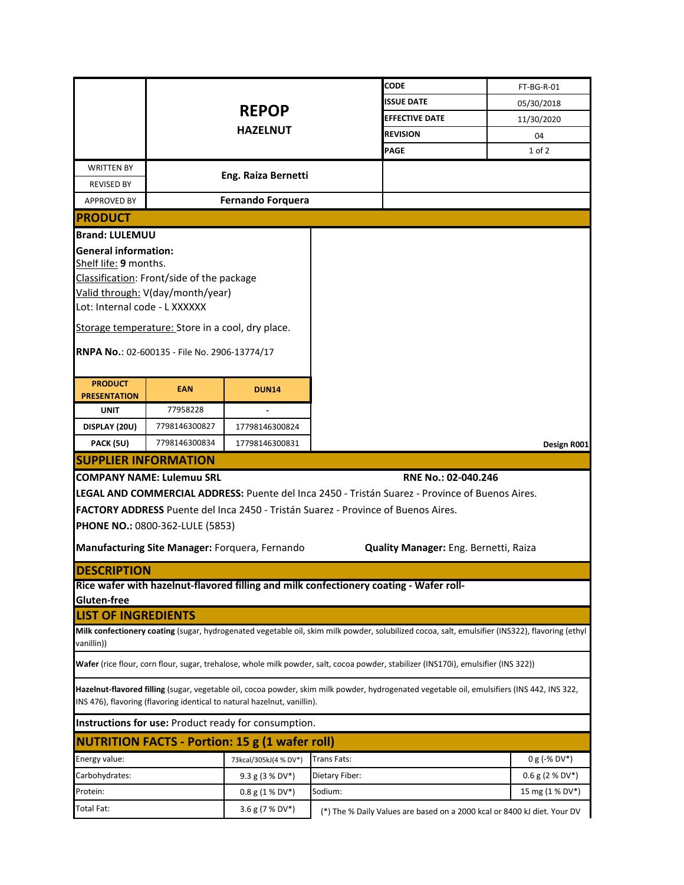| | **REPOP** **HAZELNUT** | | |
|---|---|---|---|
| | | **CODE** | FT-BG-R-01 |
| | | **ISSUE DATE** | 05/30/2018 |
| | | **EFFECTIVE DATE** | 11/30/2020 |
| | | **REVISION** | 04 |

| | |
|---|---|
| WRITTEN BY | **Eng. Raiza Bernetti** |
| REVISED BY | |
| APPROVED BY | **Fernando Forquera** |

## PRODUCT

**Brand: LULEMUU**

**General information:**

Shelf life: **9** months.

Classification: Front/side of the package

Valid through: V(day/month/year)

Lot: Internal code - L XXXXXX

Storage temperature: Store in a cool, dry place.

**RNPA No.**: 02-600135 - File No. 2906-13774/17

| PRODUCT PRESENTATION | EAN | DUN14 |
|---|---|---|
| UNIT | 77958228 | - |
| DISPLAY (20U) | 7798146300827 | 17798146300824 |
| PACK (5U) | 7798146300834 | 17798146300831 |

**Design R001**

## SUPPLIER INFORMATION

**COMPANY NAME: Lulemuu SRL** **RNE No.: 02-040.246**

**LEGAL AND COMMERCIAL ADDRESS:** Puente del Inca 2450 - Tristán Suarez - Province of Buenos Aires.

**FACTORY ADDRESS** Puente del Inca 2450 - Tristán Suarez - Province of Buenos Aires.

**PHONE NO.:** 0800-362-LULE (5853)

**Manufacturing Site Manager:** Forquera, Fernando **Quality Manager:** Eng. Bernetti, Raiza

## DESCRIPTION

**Rice wafer with hazelnut-flavored filling and milk confectionery coating - Wafer roll- Gluten-free**

## LIST OF INGREDIENTS

**Milk confectionery coating** (sugar, hydrogenated vegetable oil, skim milk powder, solubilized cocoa, salt, emulsifier (INS322), flavoring (ethyl vanillin))

**Wafer** (rice flour, corn flour, sugar, trehalose, whole milk powder, salt, cocoa powder, stabilizer (INS170i), emulsifier (INS 322))

**Hazelnut-flavored filling** (sugar, vegetable oil, cocoa powder, skim milk powder, hydrogenated vegetable oil, emulsifiers (INS 442, INS 322, INS 476), flavoring (flavoring identical to natural hazelnut, vanillin).

**Instructions for use:** Product ready for consumption.

## NUTRITION FACTS - Portion: 15 g (1 wafer roll)

| | | | |
|---|---|---|---|
| Energy value: | 73kcal/305kJ(4 % DV*) | Trans Fats: | 0 g (-% DV*) |
| Carbohydrates: | 9.3 g (3 % DV*) | Dietary Fiber: | 0.6 g (2 % DV*) |
| Protein: | 0.8 g (1 % DV*) | Sodium: | 15 mg (1 % DV*) |
| Total Fat: | 3.6 g (7 % DV*) | (*) The % Daily Values are based on a 2000 kcal or 8400 kJ diet. Your DV | |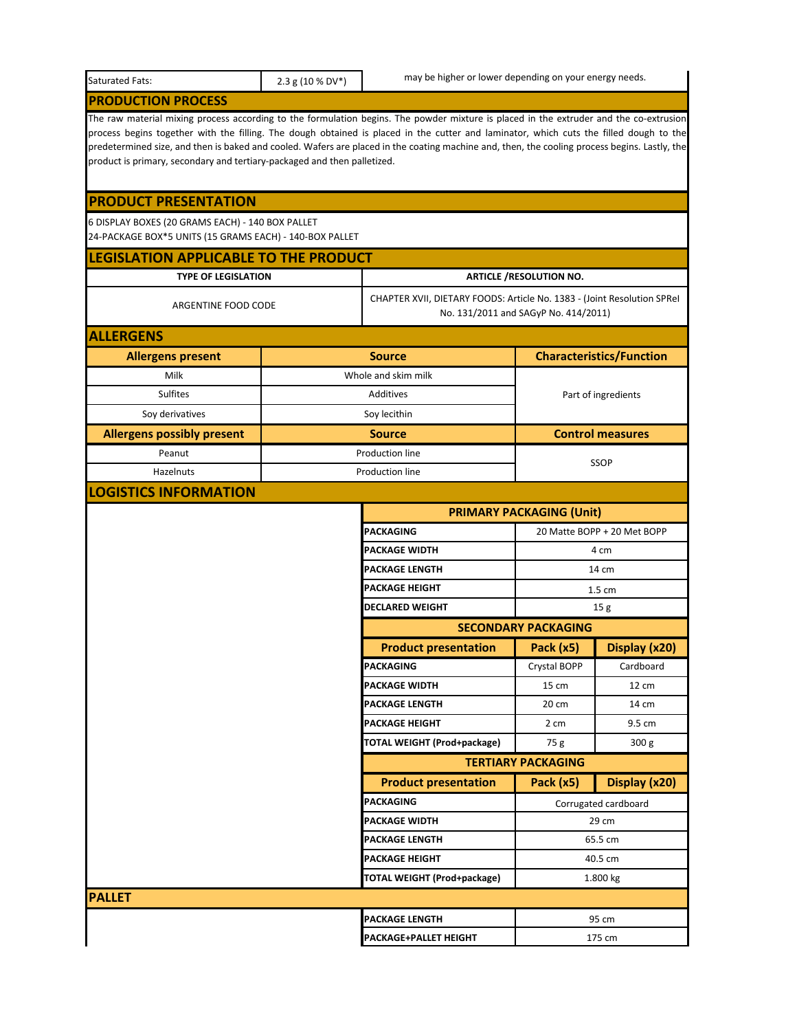| Saturated Fats: | 2.3 g (10 % DV*) | may be higher or lower depending on your energy needs. |
|---|---|---|

## PRODUCTION PROCESS

The raw material mixing process according to the formulation begins. The powder mixture is placed in the extruder and the co-extrusion process begins together with the filling. The dough obtained is placed in the cutter and laminator, which cuts the filled dough to the predetermined size, and then is baked and cooled. Wafers are placed in the coating machine and, then, the cooling process begins. Lastly, the product is primary, secondary and tertiary-packaged and then palletized.

## PRODUCT PRESENTATION

6 DISPLAY BOXES (20 GRAMS EACH) - 140 BOX PALLET
24-PACKAGE BOX*5 UNITS (15 GRAMS EACH) - 140-BOX PALLET

## LEGISLATION APPLICABLE TO THE PRODUCT

| TYPE OF LEGISLATION | ARTICLE /RESOLUTION NO. |
|---|---|
| ARGENTINE FOOD CODE | CHAPTER XVII, DIETARY FOODS: Article No. 1383 - (Joint Resolution SPRel No. 131/2011 and SAGyP No. 414/2011) |

## ALLERGENS

| Allergens present | Source | Characteristics/Function |
|---|---|---|
| Milk | Whole and skim milk | Part of ingredients |
| Sulfites | Additives | |
| Soy derivatives | Soy lecithin | |
| **Allergens possibly present** | **Source** | **Control measures** |
| Peanut | Production line | SSOP |
| Hazelnuts | Production line | |

## LOGISTICS INFORMATION

| PRIMARY PACKAGING (Unit) | | |
|---|---|---|
| PACKAGING | 20 Matte BOPP + 20 Met BOPP | |
| PACKAGE WIDTH | 4 cm | |
| PACKAGE LENGTH | 14 cm | |
| PACKAGE HEIGHT | 1.5 cm | |
| DECLARED WEIGHT | 15 g | |
| **SECONDARY PACKAGING** | | |
| **Product presentation** | **Pack (x5)** | **Display (x20)** |
| PACKAGING | Crystal BOPP | Cardboard |
| PACKAGE WIDTH | 15 cm | 12 cm |
| PACKAGE LENGTH | 20 cm | 14 cm |
| PACKAGE HEIGHT | 2 cm | 9.5 cm |
| TOTAL WEIGHT (Prod+package) | 75 g | 300 g |
| **TERTIARY PACKAGING** | | |
| **Product presentation** | **Pack (x5)** | **Display (x20)** |
| PACKAGING | Corrugated cardboard | |
| PACKAGE WIDTH | 29 cm | |
| PACKAGE LENGTH | 65.5 cm | |
| PACKAGE HEIGHT | 40.5 cm | |
| TOTAL WEIGHT (Prod+package) | 1.800 kg | |

## PALLET

| | |
|---|---|
| PACKAGE LENGTH | 95 cm |
| PACKAGE+PALLET HEIGHT | 175 cm |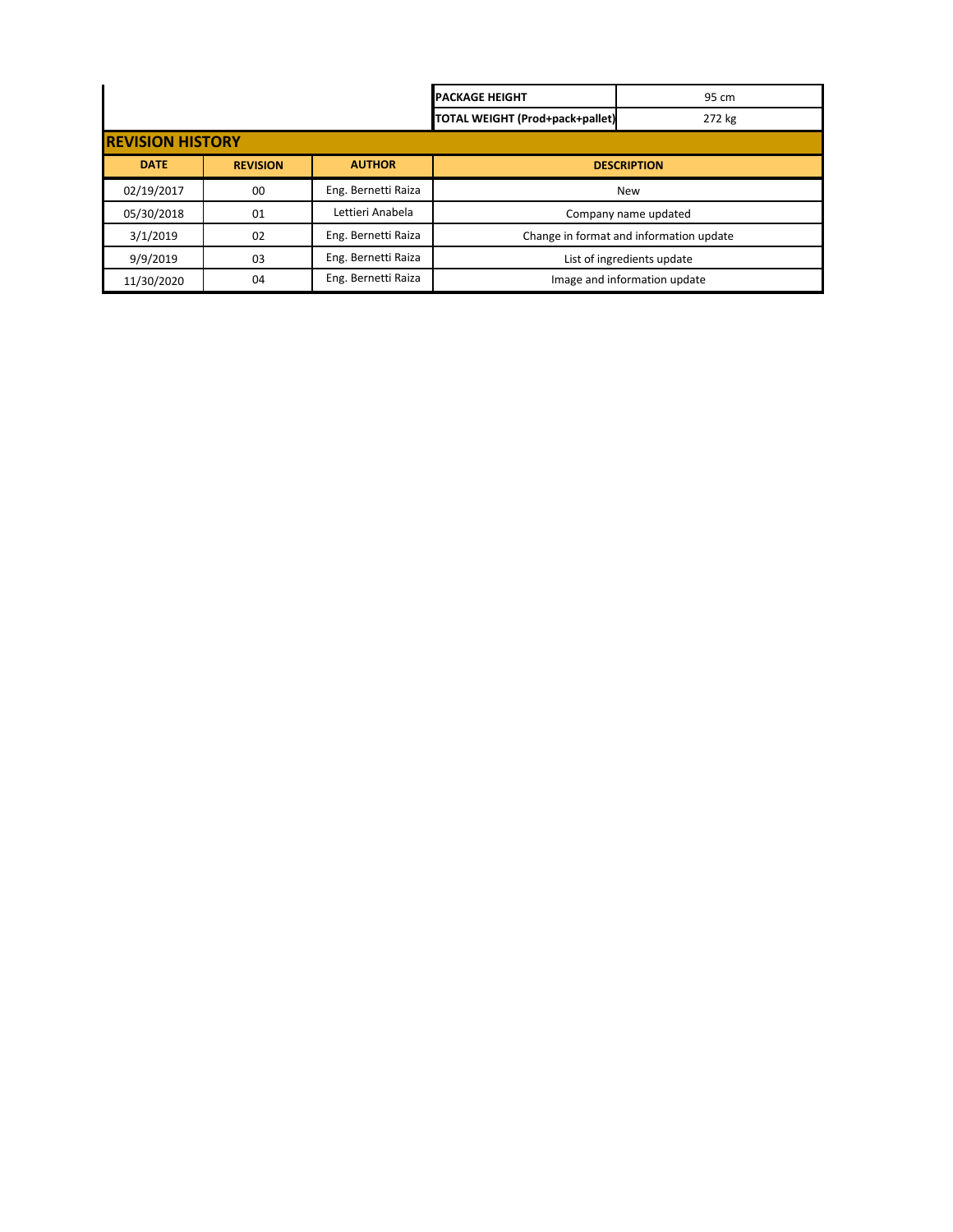| | |
|---|---|
| **PACKAGE HEIGHT** | 95 cm |
| **TOTAL WEIGHT (Prod+pack+pallet)** | 272 kg |

## REVISION HISTORY

| DATE | REVISION | AUTHOR | DESCRIPTION |
|---|---|---|---|
| 02/19/2017 | 00 | Eng. Bernetti Raiza | New |
| 05/30/2018 | 01 | Lettieri Anabela | Company name updated |
| 3/1/2019 | 02 | Eng. Bernetti Raiza | Change in format and information update |
| 9/9/2019 | 03 | Eng. Bernetti Raiza | List of ingredients update |
| 11/30/2020 | 04 | Eng. Bernetti Raiza | Image and information update |